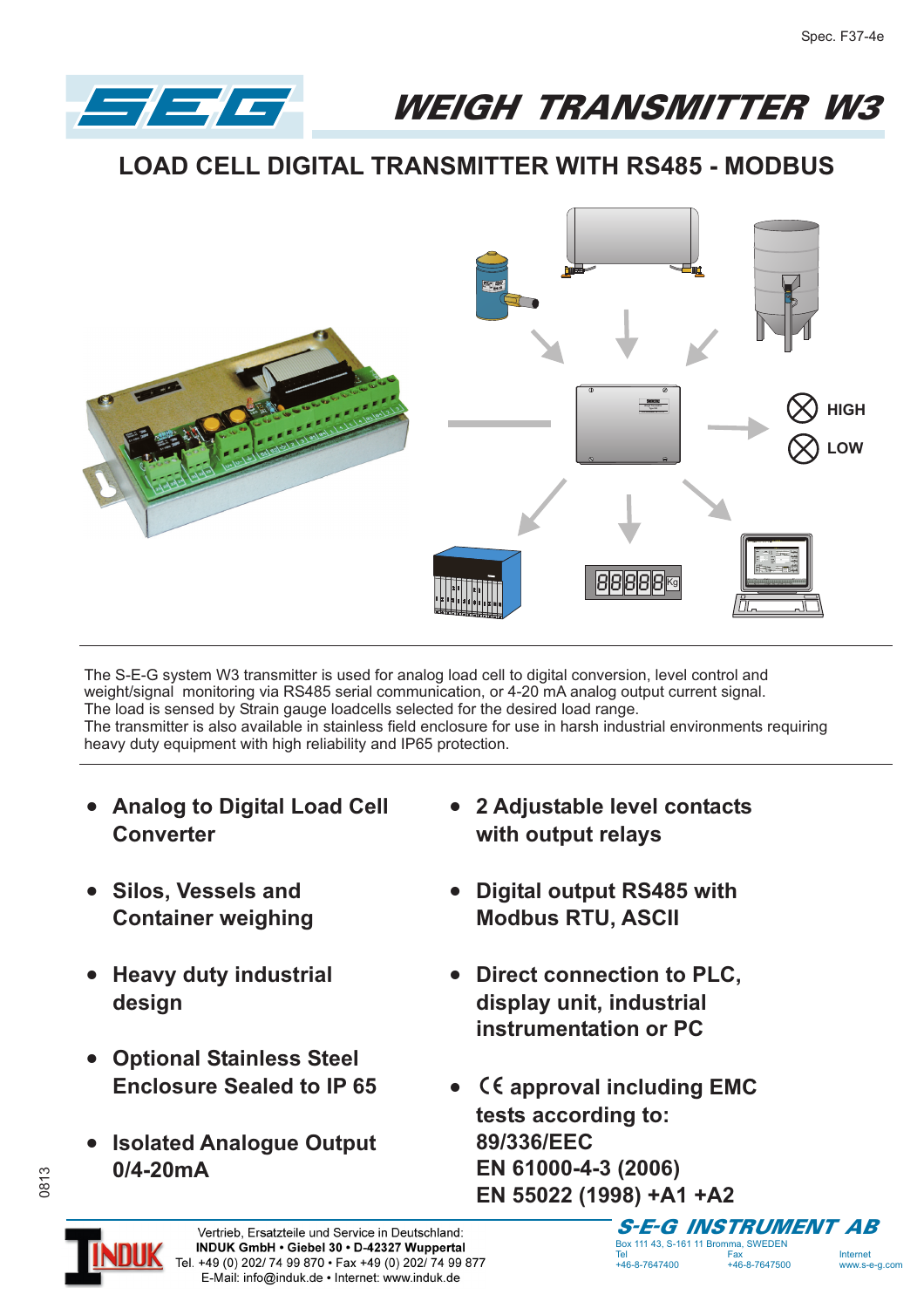Spec. F37-4e

# SEG WEIGH TRANSMITTER W3

## LOAD CELL DIGITAL TRANSMITTER WITH RS485 - MODBUS

HIGH

LOW

The S-E-G system W3 transmitter is used for analog load cell to digital conversion, level control and weight/signal monitoring via RS485 serial communication, or 4-20 mA analog output current signal.
The load is sensed by Strain gauge loadcells selected for the desired load range.
The transmitter is also available in stainless field enclosure for use in harsh industrial environments requiring heavy duty equipment with high reliability and IP65 protection.

- **Analog to Digital Load Cell Converter**
- **Silos, Vessels and Container weighing**
- **Heavy duty industrial design**
- **Optional Stainless Steel Enclosure Sealed to IP 65**
- **Isolated Analogue Output 0/4-20mA**
- **2 Adjustable level contacts with output relays**
- **Digital output RS485 with Modbus RTU, ASCII**
- **Direct connection to PLC, display unit, industrial instrumentation or PC**
- **CE approval including EMC tests according to: 89/336/EEC EN 61000-4-3 (2006) EN 55022 (1998) +A1 +A2**

0813

Vertrieb, Ersatzteile und Service in Deutschland:
**INDUK GmbH • Giebel 30 • D-42327 Wuppertal**
Tel. +49 (0) 202/ 74 99 870 • Fax +49 (0) 202/ 74 99 877
E-Mail: info@induk.de • Internet: www.induk.de

**S-E-G INSTRUMENT AB**
Box 111 43, S-161 11 Bromma, SWEDEN
Tel +46-8-7647400 Fax +46-8-7647500 Internet www.s-e-g.com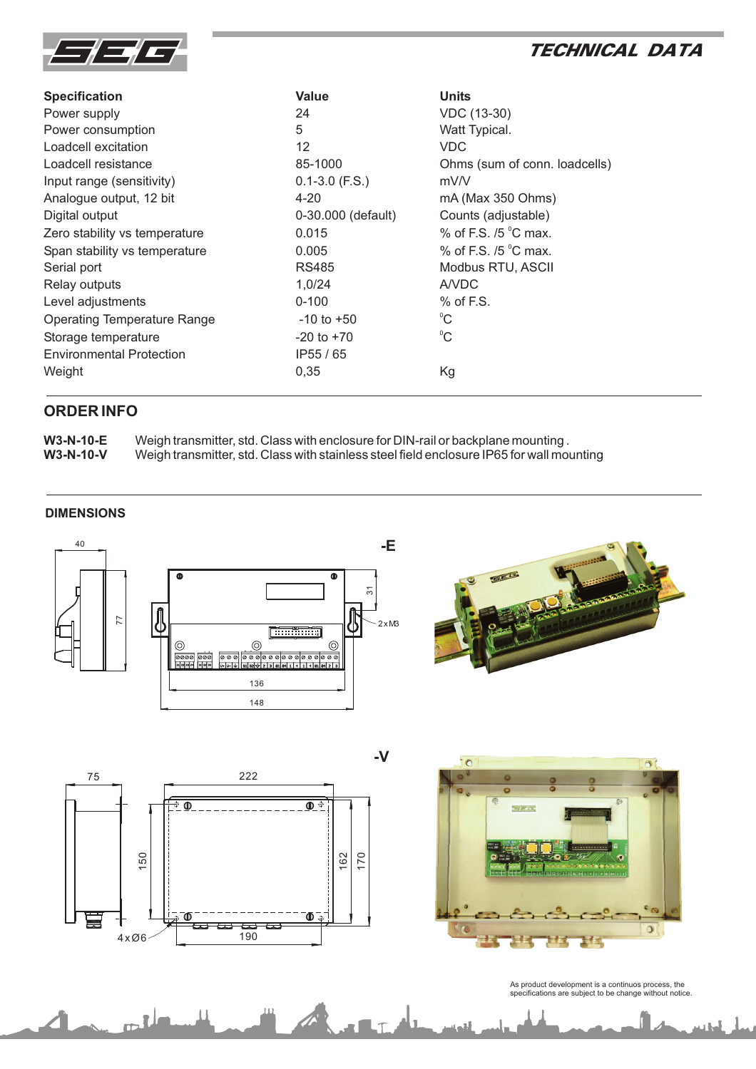# TECHNICAL DATA

| Specification | Value | Units |
|---|---|---|
| Power supply | 24 | VDC (13-30) |
| Power consumption | 5 | Watt Typical. |
| Loadcell excitation | 12 | VDC |
| Loadcell resistance | 85-1000 | Ohms (sum of conn. loadcells) |
| Input range (sensitivity) | 0.1-3.0 (F.S.) | mV/V |
| Analogue output, 12 bit | 4-20 | mA (Max 350 Ohms) |
| Digital output | 0-30.000 (default) | Counts (adjustable) |
| Zero stability vs temperature | 0.015 | % of F.S. /5 °C max. |
| Span stability vs temperature | 0.005 | % of F.S. /5 °C max. |
| Serial port | RS485 | Modbus RTU, ASCII |
| Relay outputs | 1,0/24 | A/VDC |
| Level adjustments | 0-100 | % of F.S. |
| Operating Temperature Range | -10 to +50 | °C |
| Storage temperature | -20 to +70 | °C |
| Environmental Protection | IP55 / 65 | |
| Weight | 0,35 | Kg |

## ORDER INFO

**W3-N-10-E** Weigh transmitter, std. Class with enclosure for DIN-rail or backplane mounting .
**W3-N-10-V** Weigh transmitter, std. Class with stainless steel field enclosure IP65 for wall mounting

### DIMENSIONS

-E

40
77
31
2 x M3
136
148

-V

75
222
150
162
170
4 x Ø6
190

As product development is a continuos process, the specifications are subject to be change without notice.